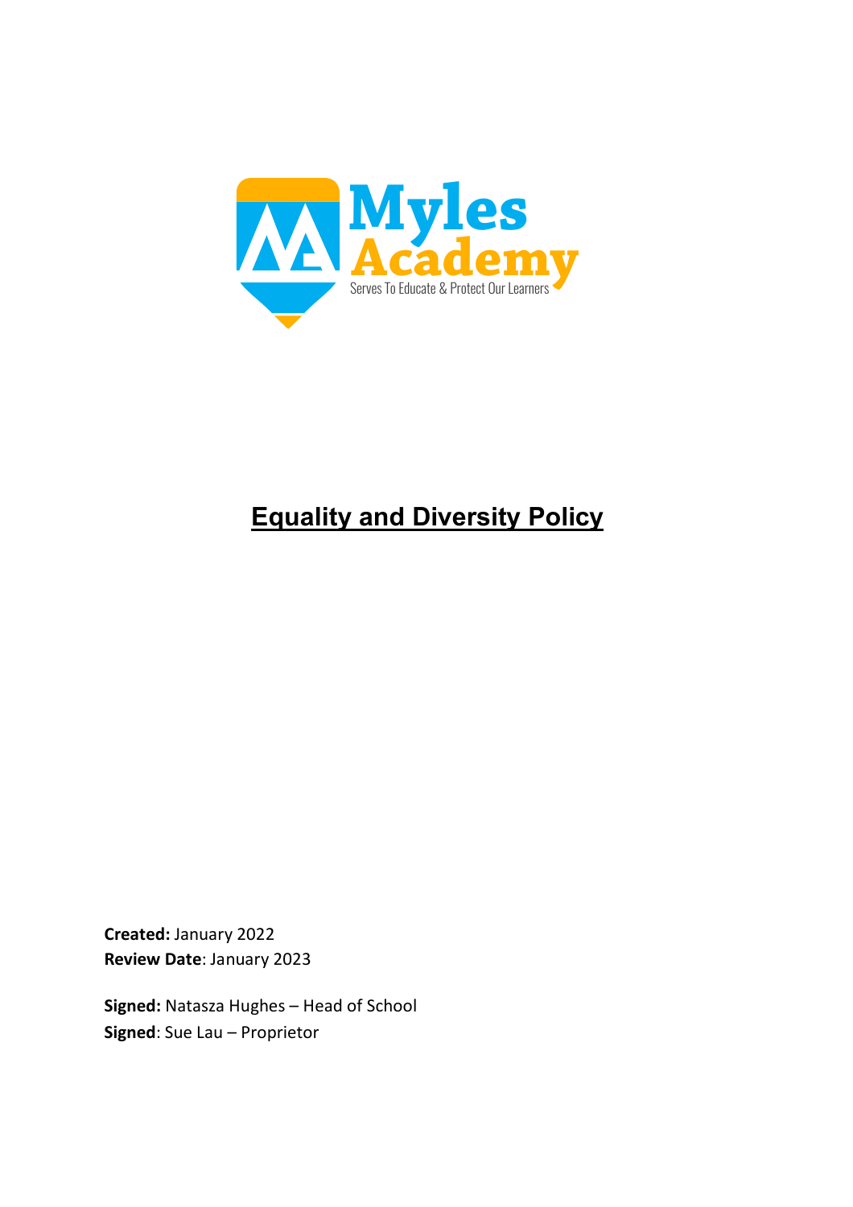Myles Academy

Serves To Educate & Protect Our Learners

# Equality and Diversity Policy

**Created:** January 2022
**Review Date**: January 2023

**Signed:** Natasza Hughes – Head of School
**Signed**: Sue Lau – Proprietor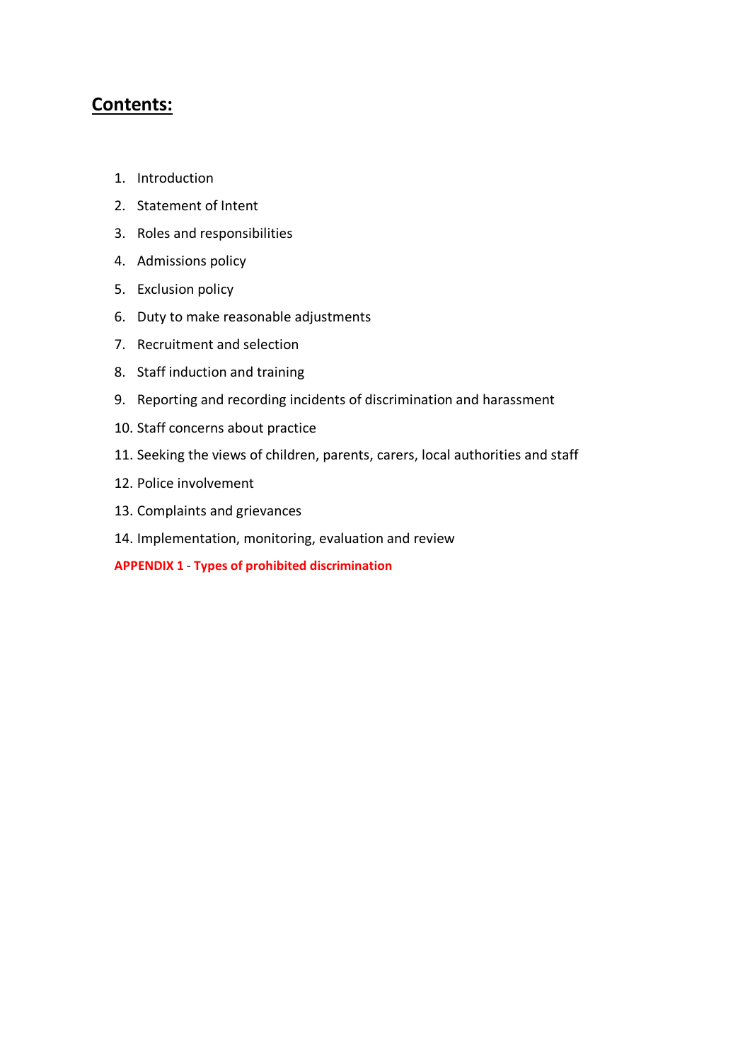## Contents:

1. Introduction
2. Statement of Intent
3. Roles and responsibilities
4. Admissions policy
5. Exclusion policy
6. Duty to make reasonable adjustments
7. Recruitment and selection
8. Staff induction and training
9. Reporting and recording incidents of discrimination and harassment
10. Staff concerns about practice
11. Seeking the views of children, parents, carers, local authorities and staff
12. Police involvement
13. Complaints and grievances
14. Implementation, monitoring, evaluation and review

**APPENDIX 1 - Types of prohibited discrimination**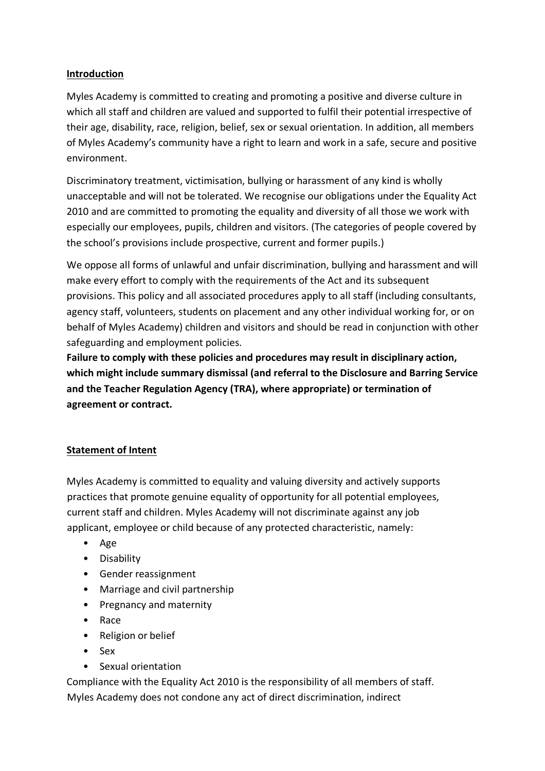## Introduction

Myles Academy is committed to creating and promoting a positive and diverse culture in which all staff and children are valued and supported to fulfil their potential irrespective of their age, disability, race, religion, belief, sex or sexual orientation. In addition, all members of Myles Academy's community have a right to learn and work in a safe, secure and positive environment.

Discriminatory treatment, victimisation, bullying or harassment of any kind is wholly unacceptable and will not be tolerated. We recognise our obligations under the Equality Act 2010 and are committed to promoting the equality and diversity of all those we work with especially our employees, pupils, children and visitors. (The categories of people covered by the school's provisions include prospective, current and former pupils.)

We oppose all forms of unlawful and unfair discrimination, bullying and harassment and will make every effort to comply with the requirements of the Act and its subsequent provisions. This policy and all associated procedures apply to all staff (including consultants, agency staff, volunteers, students on placement and any other individual working for, or on behalf of Myles Academy) children and visitors and should be read in conjunction with other safeguarding and employment policies.

**Failure to comply with these policies and procedures may result in disciplinary action, which might include summary dismissal (and referral to the Disclosure and Barring Service and the Teacher Regulation Agency (TRA), where appropriate) or termination of agreement or contract.**

## Statement of Intent

Myles Academy is committed to equality and valuing diversity and actively supports practices that promote genuine equality of opportunity for all potential employees, current staff and children. Myles Academy will not discriminate against any job applicant, employee or child because of any protected characteristic, namely:

- Age
- Disability
- Gender reassignment
- Marriage and civil partnership
- Pregnancy and maternity
- Race
- Religion or belief
- Sex
- Sexual orientation

Compliance with the Equality Act 2010 is the responsibility of all members of staff. Myles Academy does not condone any act of direct discrimination, indirect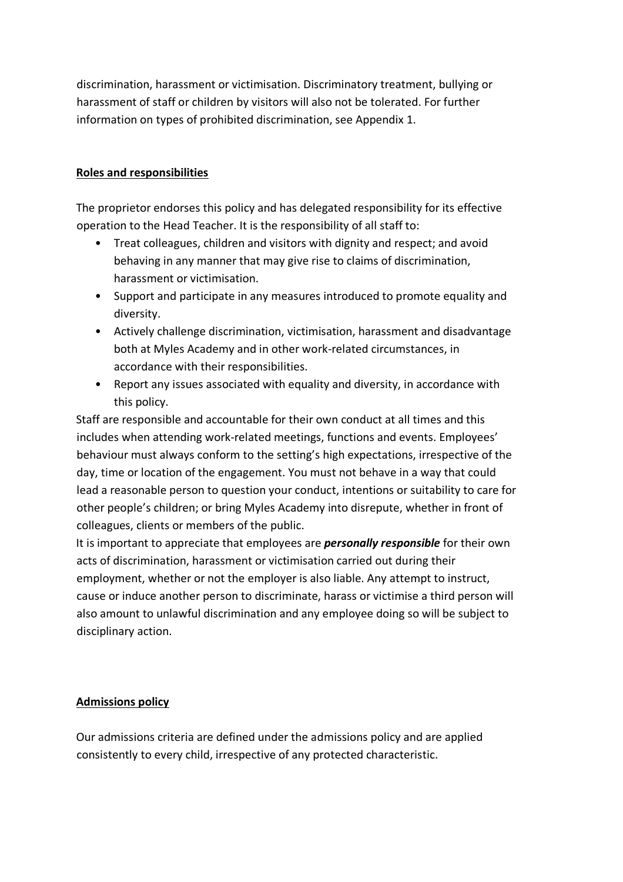discrimination, harassment or victimisation. Discriminatory treatment, bullying or harassment of staff or children by visitors will also not be tolerated. For further information on types of prohibited discrimination, see Appendix 1.

## Roles and responsibilities

The proprietor endorses this policy and has delegated responsibility for its effective operation to the Head Teacher. It is the responsibility of all staff to:

- Treat colleagues, children and visitors with dignity and respect; and avoid behaving in any manner that may give rise to claims of discrimination, harassment or victimisation.
- Support and participate in any measures introduced to promote equality and diversity.
- Actively challenge discrimination, victimisation, harassment and disadvantage both at Myles Academy and in other work-related circumstances, in accordance with their responsibilities.
- Report any issues associated with equality and diversity, in accordance with this policy.

Staff are responsible and accountable for their own conduct at all times and this includes when attending work-related meetings, functions and events. Employees' behaviour must always conform to the setting's high expectations, irrespective of the day, time or location of the engagement. You must not behave in a way that could lead a reasonable person to question your conduct, intentions or suitability to care for other people's children; or bring Myles Academy into disrepute, whether in front of colleagues, clients or members of the public.

It is important to appreciate that employees are ***personally responsible*** for their own acts of discrimination, harassment or victimisation carried out during their employment, whether or not the employer is also liable. Any attempt to instruct, cause or induce another person to discriminate, harass or victimise a third person will also amount to unlawful discrimination and any employee doing so will be subject to disciplinary action.

## Admissions policy

Our admissions criteria are defined under the admissions policy and are applied consistently to every child, irrespective of any protected characteristic.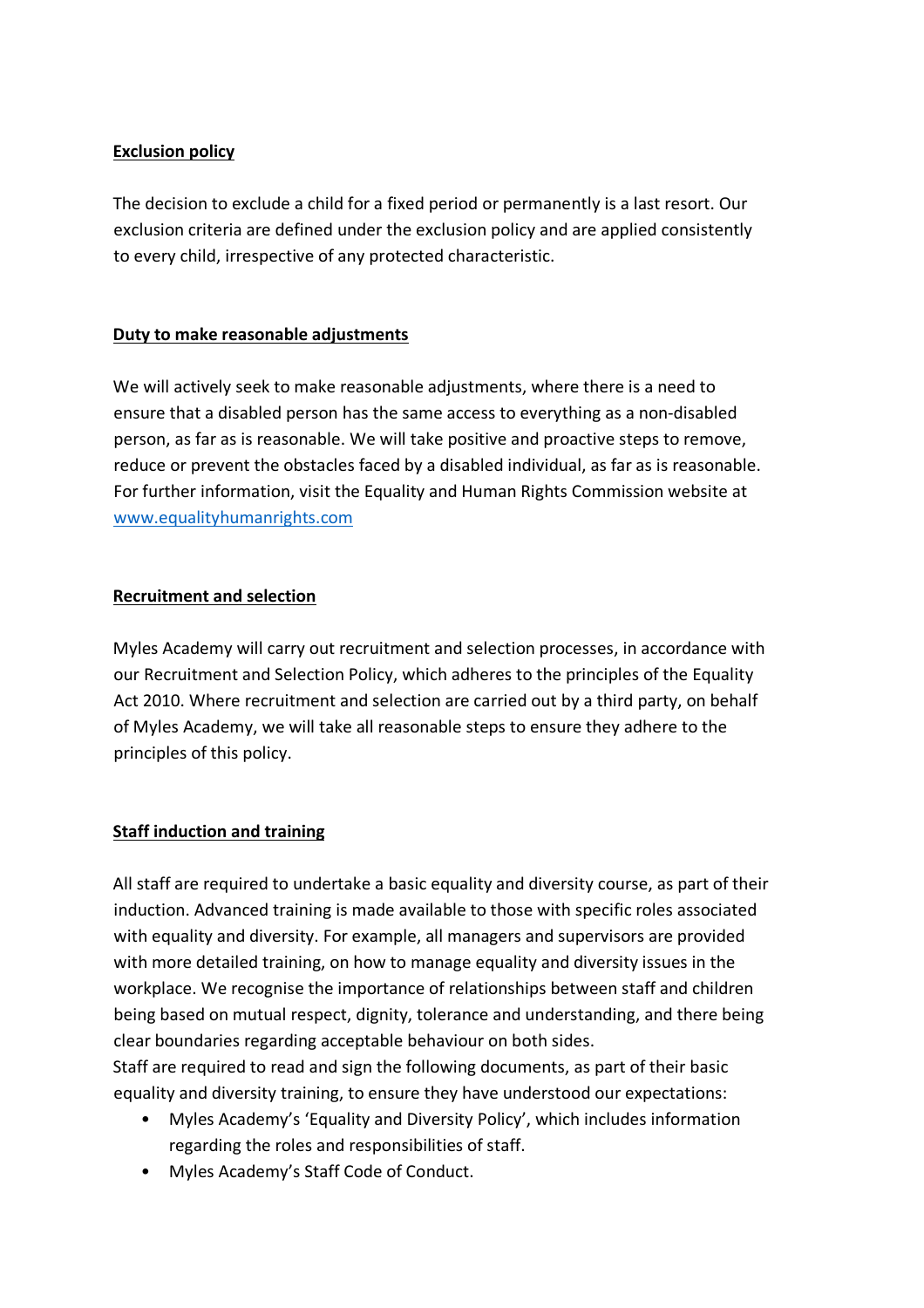**Exclusion policy**

The decision to exclude a child for a fixed period or permanently is a last resort. Our exclusion criteria are defined under the exclusion policy and are applied consistently to every child, irrespective of any protected characteristic.

**Duty to make reasonable adjustments**

We will actively seek to make reasonable adjustments, where there is a need to ensure that a disabled person has the same access to everything as a non-disabled person, as far as is reasonable. We will take positive and proactive steps to remove, reduce or prevent the obstacles faced by a disabled individual, as far as is reasonable. For further information, visit the Equality and Human Rights Commission website at [www.equalityhumanrights.com](http://www.equalityhumanrights.com)

**Recruitment and selection**

Myles Academy will carry out recruitment and selection processes, in accordance with our Recruitment and Selection Policy, which adheres to the principles of the Equality Act 2010. Where recruitment and selection are carried out by a third party, on behalf of Myles Academy, we will take all reasonable steps to ensure they adhere to the principles of this policy.

**Staff induction and training**

All staff are required to undertake a basic equality and diversity course, as part of their induction. Advanced training is made available to those with specific roles associated with equality and diversity. For example, all managers and supervisors are provided with more detailed training, on how to manage equality and diversity issues in the workplace. We recognise the importance of relationships between staff and children being based on mutual respect, dignity, tolerance and understanding, and there being clear boundaries regarding acceptable behaviour on both sides.
Staff are required to read and sign the following documents, as part of their basic equality and diversity training, to ensure they have understood our expectations:

- Myles Academy's 'Equality and Diversity Policy', which includes information regarding the roles and responsibilities of staff.
- Myles Academy's Staff Code of Conduct.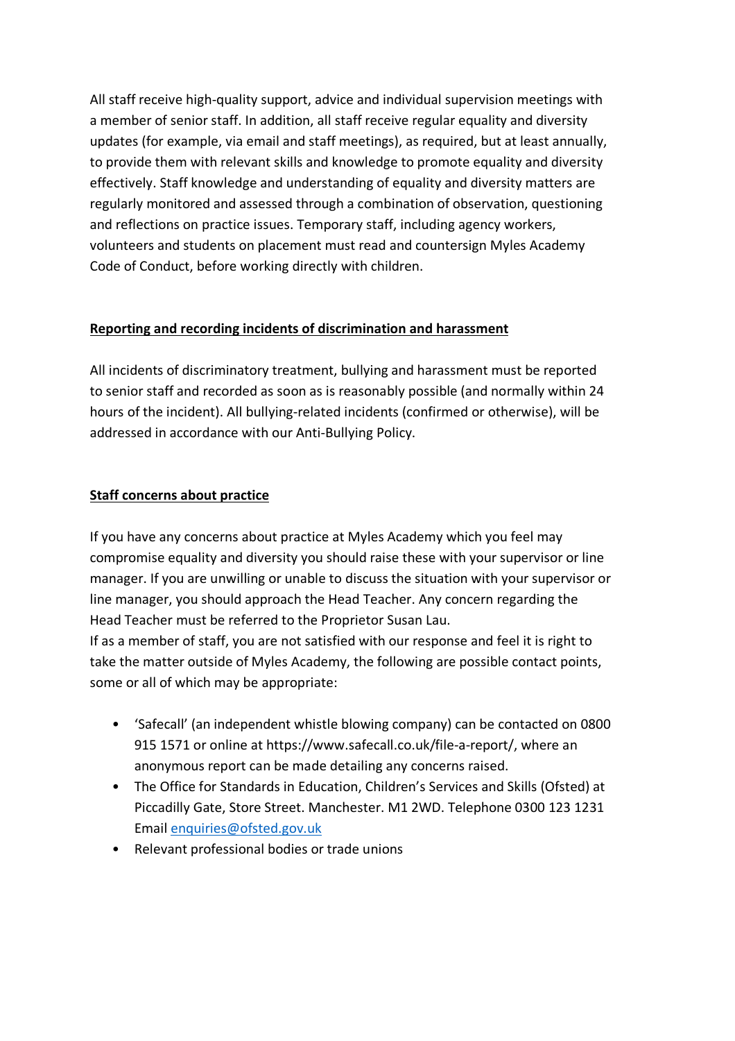All staff receive high-quality support, advice and individual supervision meetings with a member of senior staff. In addition, all staff receive regular equality and diversity updates (for example, via email and staff meetings), as required, but at least annually, to provide them with relevant skills and knowledge to promote equality and diversity effectively. Staff knowledge and understanding of equality and diversity matters are regularly monitored and assessed through a combination of observation, questioning and reflections on practice issues. Temporary staff, including agency workers, volunteers and students on placement must read and countersign Myles Academy Code of Conduct, before working directly with children.

## Reporting and recording incidents of discrimination and harassment

All incidents of discriminatory treatment, bullying and harassment must be reported to senior staff and recorded as soon as is reasonably possible (and normally within 24 hours of the incident). All bullying-related incidents (confirmed or otherwise), will be addressed in accordance with our Anti-Bullying Policy.

## Staff concerns about practice

If you have any concerns about practice at Myles Academy which you feel may compromise equality and diversity you should raise these with your supervisor or line manager. If you are unwilling or unable to discuss the situation with your supervisor or line manager, you should approach the Head Teacher. Any concern regarding the Head Teacher must be referred to the Proprietor Susan Lau.

If as a member of staff, you are not satisfied with our response and feel it is right to take the matter outside of Myles Academy, the following are possible contact points, some or all of which may be appropriate:

- 'Safecall' (an independent whistle blowing company) can be contacted on 0800 915 1571 or online at https://www.safecall.co.uk/file-a-report/, where an anonymous report can be made detailing any concerns raised.
- The Office for Standards in Education, Children's Services and Skills (Ofsted) at Piccadilly Gate, Store Street. Manchester. M1 2WD. Telephone 0300 123 1231 Email enquiries@ofsted.gov.uk
- Relevant professional bodies or trade unions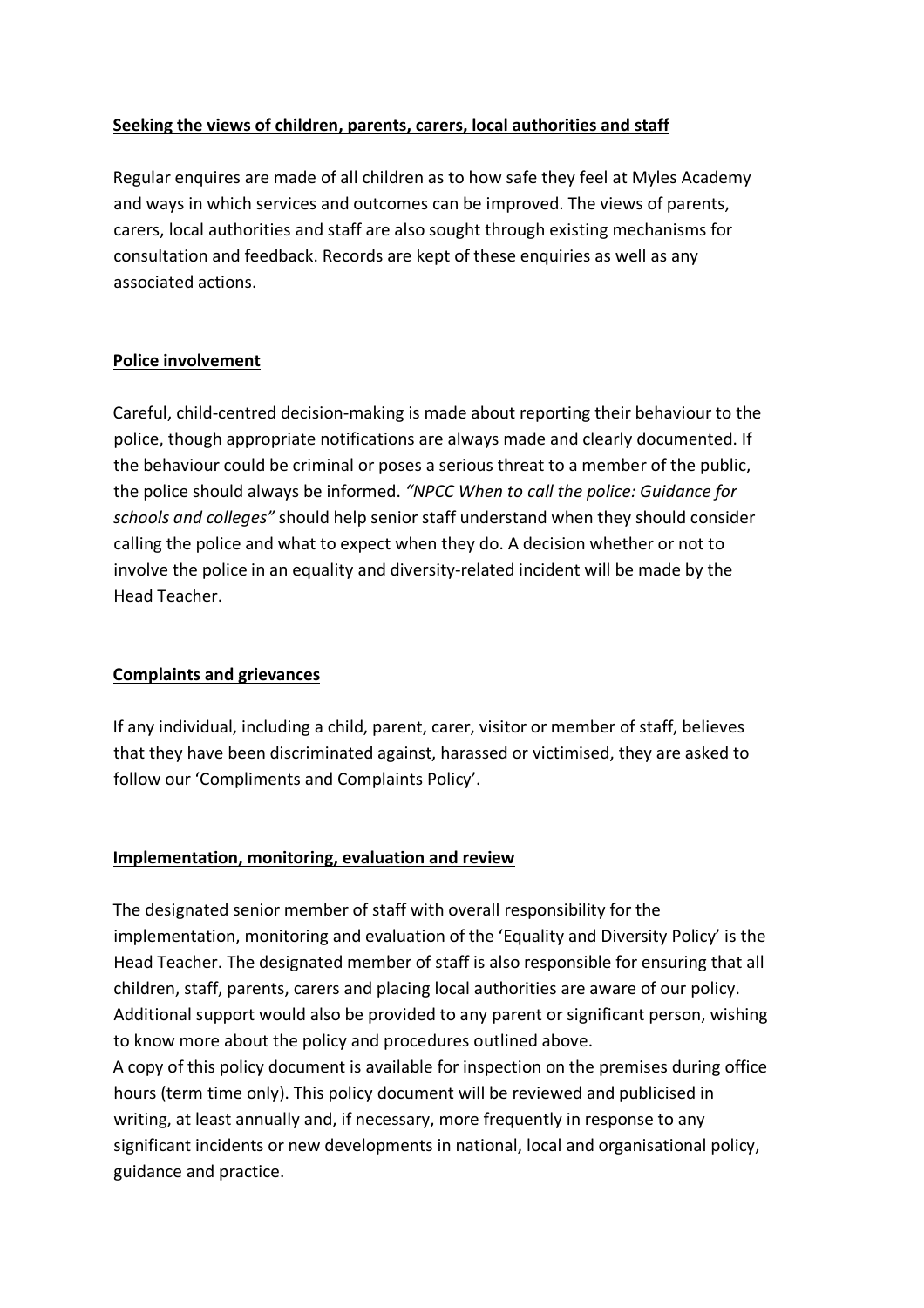## **Seeking the views of children, parents, carers, local authorities and staff**

Regular enquires are made of all children as to how safe they feel at Myles Academy and ways in which services and outcomes can be improved. The views of parents, carers, local authorities and staff are also sought through existing mechanisms for consultation and feedback. Records are kept of these enquiries as well as any associated actions.

## **Police involvement**

Careful, child-centred decision-making is made about reporting their behaviour to the police, though appropriate notifications are always made and clearly documented. If the behaviour could be criminal or poses a serious threat to a member of the public, the police should always be informed. *"NPCC When to call the police: Guidance for schools and colleges"* should help senior staff understand when they should consider calling the police and what to expect when they do. A decision whether or not to involve the police in an equality and diversity-related incident will be made by the Head Teacher.

## **Complaints and grievances**

If any individual, including a child, parent, carer, visitor or member of staff, believes that they have been discriminated against, harassed or victimised, they are asked to follow our 'Compliments and Complaints Policy'.

## **Implementation, monitoring, evaluation and review**

The designated senior member of staff with overall responsibility for the implementation, monitoring and evaluation of the 'Equality and Diversity Policy' is the Head Teacher. The designated member of staff is also responsible for ensuring that all children, staff, parents, carers and placing local authorities are aware of our policy. Additional support would also be provided to any parent or significant person, wishing to know more about the policy and procedures outlined above.
A copy of this policy document is available for inspection on the premises during office hours (term time only). This policy document will be reviewed and publicised in writing, at least annually and, if necessary, more frequently in response to any significant incidents or new developments in national, local and organisational policy, guidance and practice.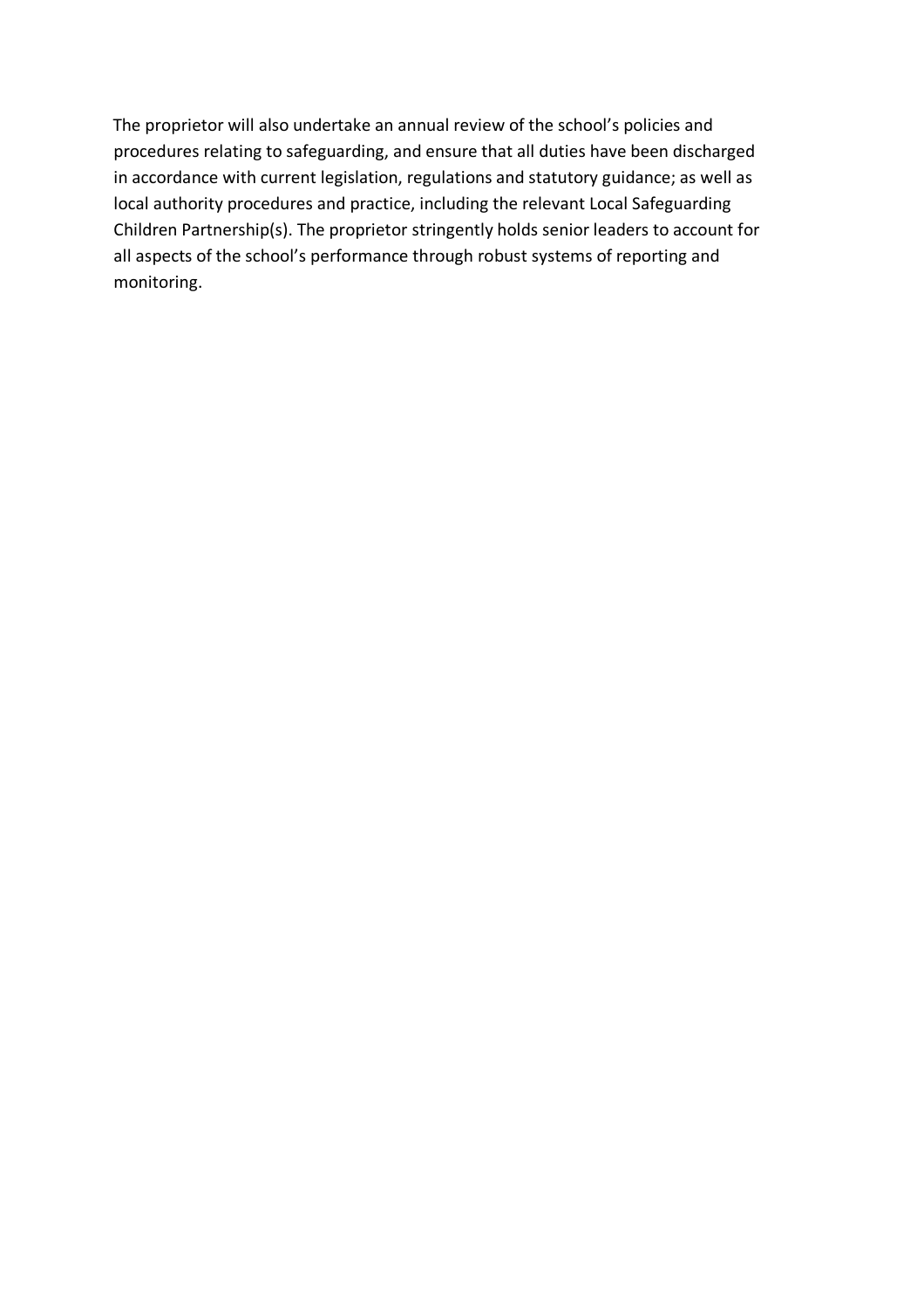The proprietor will also undertake an annual review of the school's policies and procedures relating to safeguarding, and ensure that all duties have been discharged in accordance with current legislation, regulations and statutory guidance; as well as local authority procedures and practice, including the relevant Local Safeguarding Children Partnership(s). The proprietor stringently holds senior leaders to account for all aspects of the school's performance through robust systems of reporting and monitoring.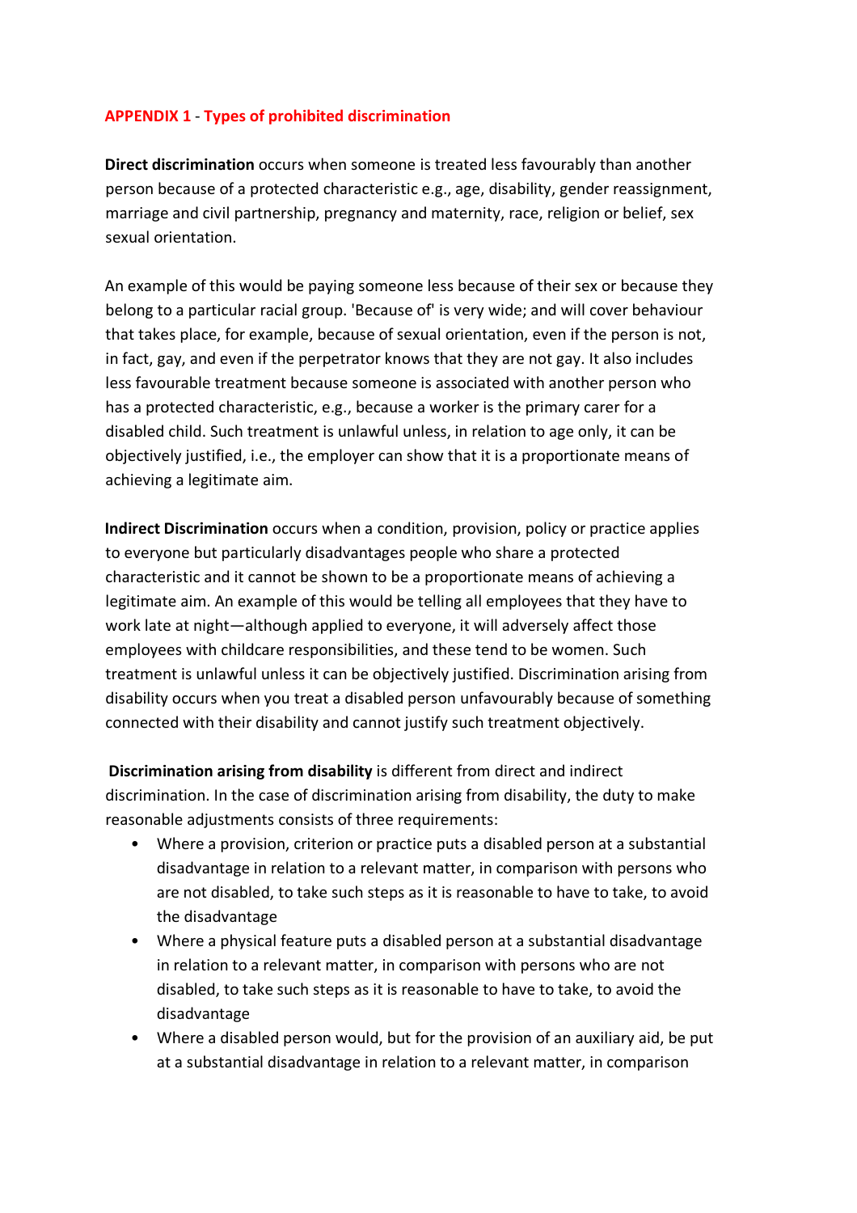## APPENDIX 1 - Types of prohibited discrimination

**Direct discrimination** occurs when someone is treated less favourably than another person because of a protected characteristic e.g., age, disability, gender reassignment, marriage and civil partnership, pregnancy and maternity, race, religion or belief, sex sexual orientation.

An example of this would be paying someone less because of their sex or because they belong to a particular racial group. 'Because of' is very wide; and will cover behaviour that takes place, for example, because of sexual orientation, even if the person is not, in fact, gay, and even if the perpetrator knows that they are not gay. It also includes less favourable treatment because someone is associated with another person who has a protected characteristic, e.g., because a worker is the primary carer for a disabled child. Such treatment is unlawful unless, in relation to age only, it can be objectively justified, i.e., the employer can show that it is a proportionate means of achieving a legitimate aim.

**Indirect Discrimination** occurs when a condition, provision, policy or practice applies to everyone but particularly disadvantages people who share a protected characteristic and it cannot be shown to be a proportionate means of achieving a legitimate aim. An example of this would be telling all employees that they have to work late at night—although applied to everyone, it will adversely affect those employees with childcare responsibilities, and these tend to be women. Such treatment is unlawful unless it can be objectively justified. Discrimination arising from disability occurs when you treat a disabled person unfavourably because of something connected with their disability and cannot justify such treatment objectively.

**Discrimination arising from disability** is different from direct and indirect discrimination. In the case of discrimination arising from disability, the duty to make reasonable adjustments consists of three requirements:

- Where a provision, criterion or practice puts a disabled person at a substantial disadvantage in relation to a relevant matter, in comparison with persons who are not disabled, to take such steps as it is reasonable to have to take, to avoid the disadvantage
- Where a physical feature puts a disabled person at a substantial disadvantage in relation to a relevant matter, in comparison with persons who are not disabled, to take such steps as it is reasonable to have to take, to avoid the disadvantage
- Where a disabled person would, but for the provision of an auxiliary aid, be put at a substantial disadvantage in relation to a relevant matter, in comparison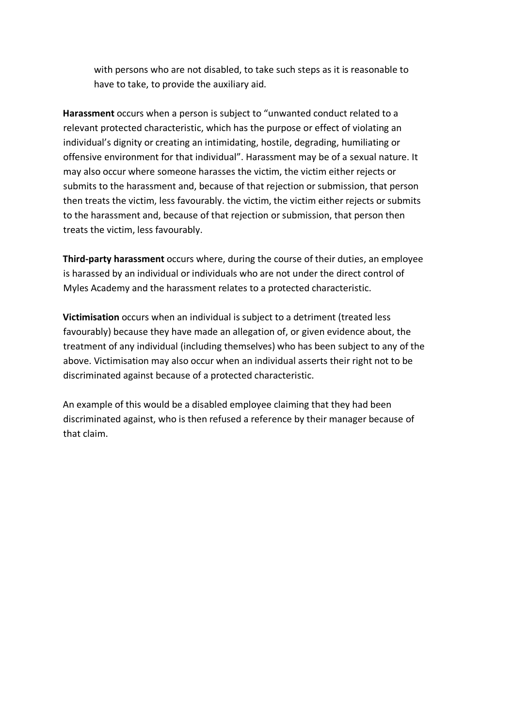with persons who are not disabled, to take such steps as it is reasonable to have to take, to provide the auxiliary aid.

**Harassment** occurs when a person is subject to "unwanted conduct related to a relevant protected characteristic, which has the purpose or effect of violating an individual's dignity or creating an intimidating, hostile, degrading, humiliating or offensive environment for that individual". Harassment may be of a sexual nature. It may also occur where someone harasses the victim, the victim either rejects or submits to the harassment and, because of that rejection or submission, that person then treats the victim, less favourably. the victim, the victim either rejects or submits to the harassment and, because of that rejection or submission, that person then treats the victim, less favourably.

**Third-party harassment** occurs where, during the course of their duties, an employee is harassed by an individual or individuals who are not under the direct control of Myles Academy and the harassment relates to a protected characteristic.

**Victimisation** occurs when an individual is subject to a detriment (treated less favourably) because they have made an allegation of, or given evidence about, the treatment of any individual (including themselves) who has been subject to any of the above. Victimisation may also occur when an individual asserts their right not to be discriminated against because of a protected characteristic.

An example of this would be a disabled employee claiming that they had been discriminated against, who is then refused a reference by their manager because of that claim.